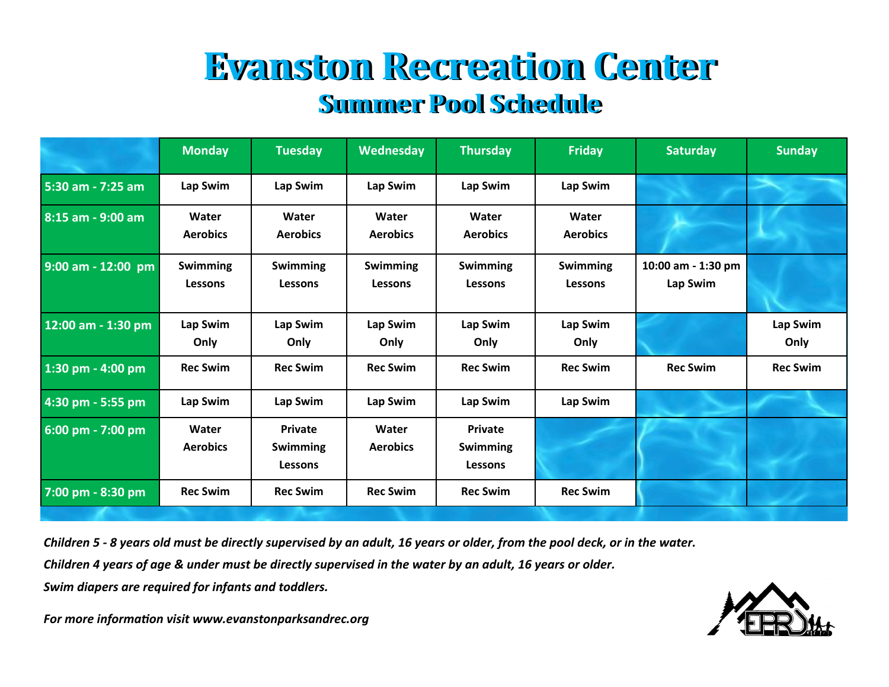# Evanston Recreation Center

## Summer Pool Schedule

| | Monday | Tuesday | Wednesday | Thursday | Friday | Saturday | Sunday |
|---|---|---|---|---|---|---|---|
| 5:30 am - 7:25 am | Lap Swim | Lap Swim | Lap Swim | Lap Swim | Lap Swim | | |
| 8:15 am - 9:00 am | Water Aerobics | Water Aerobics | Water Aerobics | Water Aerobics | Water Aerobics | | |
| 9:00 am - 12:00 pm | Swimming Lessons | Swimming Lessons | Swimming Lessons | Swimming Lessons | Swimming Lessons | 10:00 am - 1:30 pm Lap Swim | |
| 12:00 am - 1:30 pm | Lap Swim Only | Lap Swim Only | Lap Swim Only | Lap Swim Only | Lap Swim Only | | Lap Swim Only |
| 1:30 pm - 4:00 pm | Rec Swim | Rec Swim | Rec Swim | Rec Swim | Rec Swim | Rec Swim | Rec Swim |
| 4:30 pm - 5:55 pm | Lap Swim | Lap Swim | Lap Swim | Lap Swim | Lap Swim | | |
| 6:00 pm - 7:00 pm | Water Aerobics | Private Swimming Lessons | Water Aerobics | Private Swimming Lessons | | | |
| 7:00 pm - 8:30 pm | Rec Swim | Rec Swim | Rec Swim | Rec Swim | Rec Swim | | |

*Children 5 - 8 years old must be directly supervised by an adult, 16 years or older, from the pool deck, or in the water.*

*Children 4 years of age & under must be directly supervised in the water by an adult, 16 years or older.*

*Swim diapers are required for infants and toddlers.*

*For more information visit www.evanstonparksandrec.org*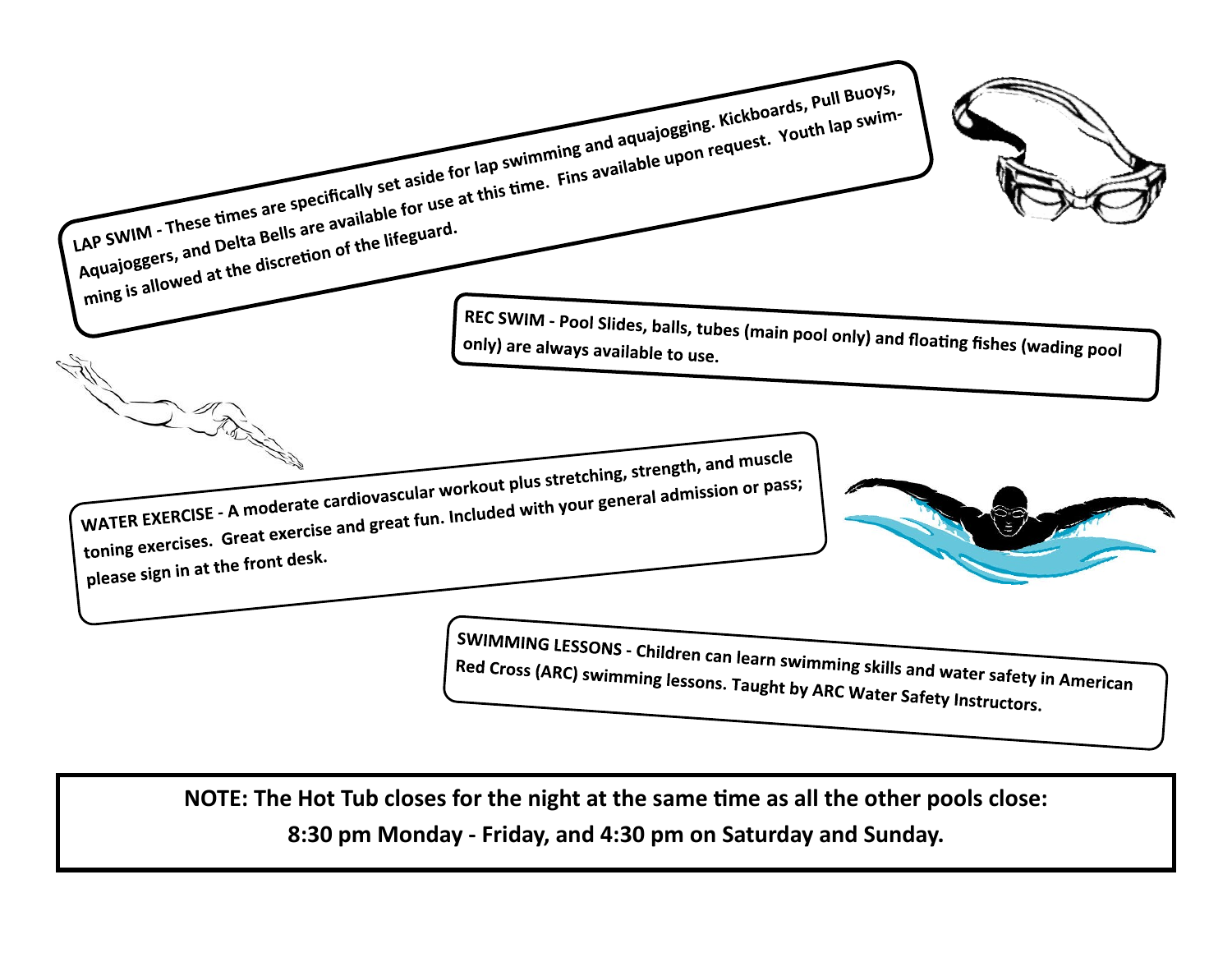**LAP SWIM** - These times are specifically set aside for lap swimming and aquajogging. Kickboards, Pull Buoys, Aquajoggers, and Delta Bells are available for use at this time. Fins available upon request. Youth lap swimming is allowed at the discretion of the lifeguard.

**REC SWIM** - Pool Slides, balls, tubes (main pool only) and floating fishes (wading pool only) are always available to use.

**WATER EXERCISE** - A moderate cardiovascular workout plus stretching, strength, and muscle toning exercises. Great exercise and great fun. Included with your general admission or pass; please sign in at the front desk.

**SWIMMING LESSONS** - Children can learn swimming skills and water safety in American Red Cross (ARC) swimming lessons. Taught by ARC Water Safety Instructors.

**NOTE: The Hot Tub closes for the night at the same time as all the other pools close: 8:30 pm Monday - Friday, and 4:30 pm on Saturday and Sunday.**